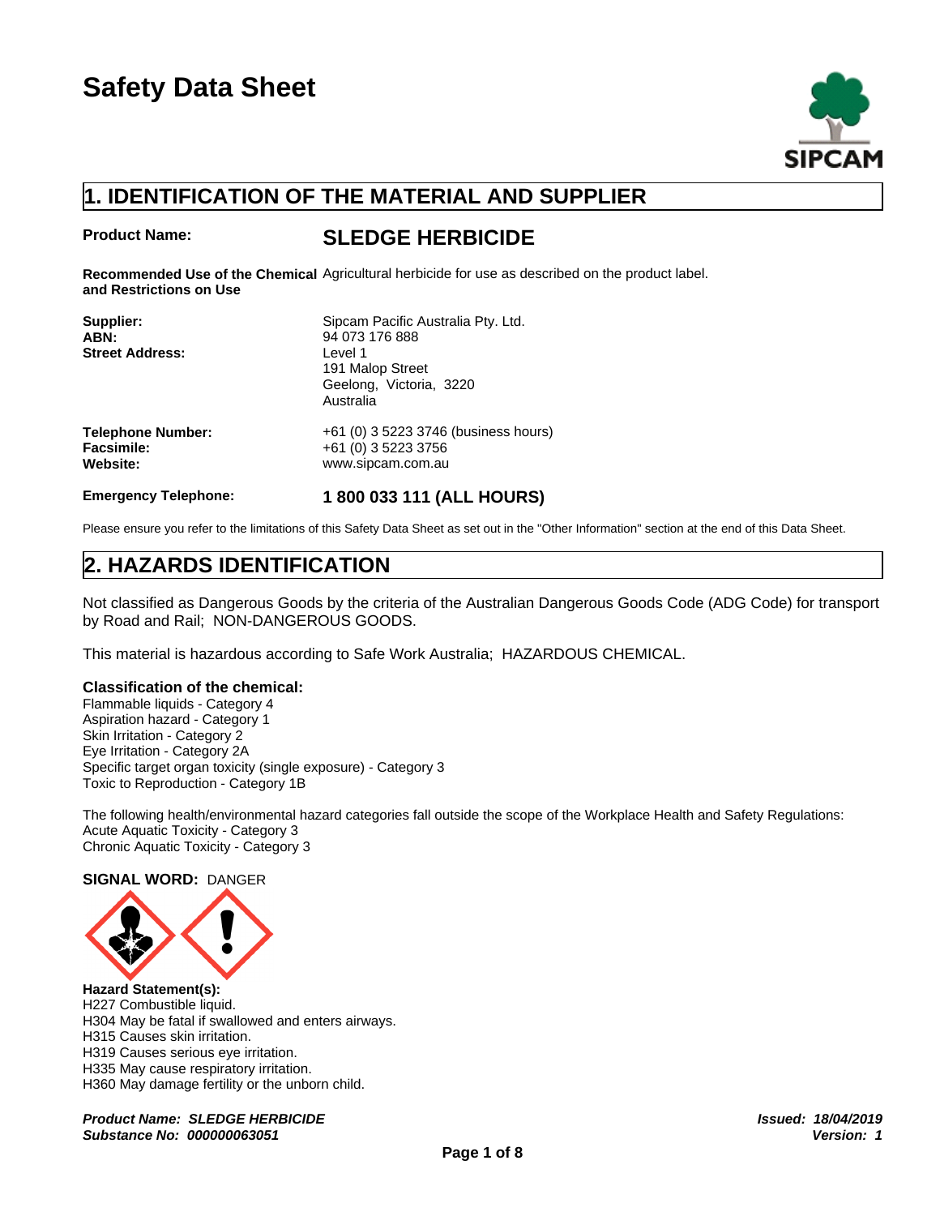# Safety Data Sheet

## 1. IDENTIFICATION OF THE MATERIAL AND SUPPLIER

**Product Name:** **SLEDGE HERBICIDE**

**Recommended Use of the Chemical and Restrictions on Use** Agricultural herbicide for use as described on the product label.

**Supplier:** Sipcam Pacific Australia Pty. Ltd.
**ABN:** 94 073 176 888
**Street Address:** Level 1
191 Malop Street
Geelong, Victoria, 3220
Australia

**Telephone Number:** +61 (0) 3 5223 3746 (business hours)
**Facsimile:** +61 (0) 3 5223 3756
**Website:** www.sipcam.com.au

**Emergency Telephone:** **1 800 033 111 (ALL HOURS)**

Please ensure you refer to the limitations of this Safety Data Sheet as set out in the "Other Information" section at the end of this Data Sheet.

## 2. HAZARDS IDENTIFICATION

Not classified as Dangerous Goods by the criteria of the Australian Dangerous Goods Code (ADG Code) for transport by Road and Rail; NON-DANGEROUS GOODS.

This material is hazardous according to Safe Work Australia; HAZARDOUS CHEMICAL.

**Classification of the chemical:**
Flammable liquids - Category 4
Aspiration hazard - Category 1
Skin Irritation - Category 2
Eye Irritation - Category 2A
Specific target organ toxicity (single exposure) - Category 3
Toxic to Reproduction - Category 1B

The following health/environmental hazard categories fall outside the scope of the Workplace Health and Safety Regulations:
Acute Aquatic Toxicity - Category 3
Chronic Aquatic Toxicity - Category 3

**SIGNAL WORD:** DANGER

**Hazard Statement(s):**
H227 Combustible liquid.
H304 May be fatal if swallowed and enters airways.
H315 Causes skin irritation.
H319 Causes serious eye irritation.
H335 May cause respiratory irritation.
H360 May damage fertility or the unborn child.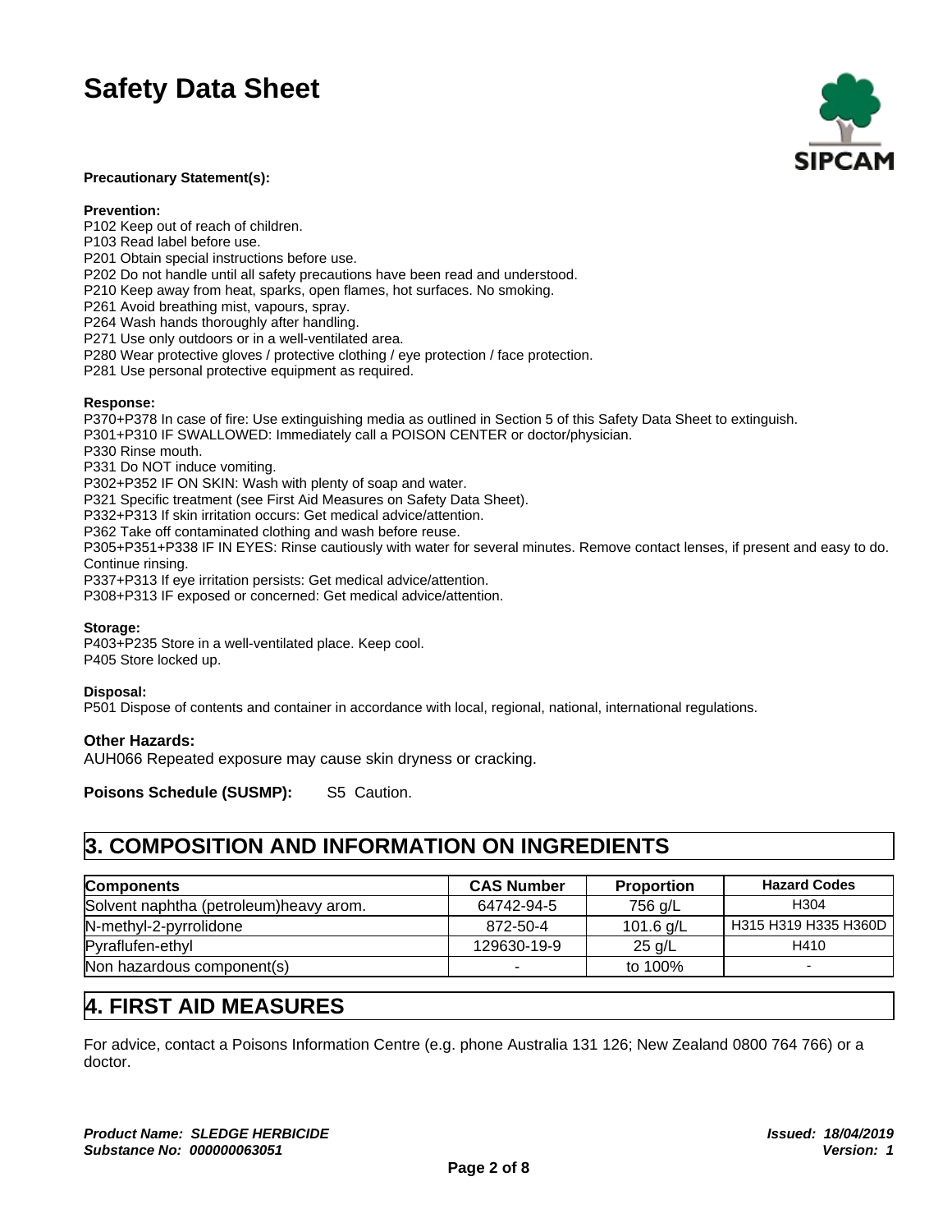# Safety Data Sheet

**Precautionary Statement(s):**

**Prevention:**

P102 Keep out of reach of children.
P103 Read label before use.
P201 Obtain special instructions before use.
P202 Do not handle until all safety precautions have been read and understood.
P210 Keep away from heat, sparks, open flames, hot surfaces. No smoking.
P261 Avoid breathing mist, vapours, spray.
P264 Wash hands thoroughly after handling.
P271 Use only outdoors or in a well-ventilated area.
P280 Wear protective gloves / protective clothing / eye protection / face protection.
P281 Use personal protective equipment as required.

**Response:**

P370+P378 In case of fire: Use extinguishing media as outlined in Section 5 of this Safety Data Sheet to extinguish.
P301+P310 IF SWALLOWED: Immediately call a POISON CENTER or doctor/physician.
P330 Rinse mouth.
P331 Do NOT induce vomiting.
P302+P352 IF ON SKIN: Wash with plenty of soap and water.
P321 Specific treatment (see First Aid Measures on Safety Data Sheet).
P332+P313 If skin irritation occurs: Get medical advice/attention.
P362 Take off contaminated clothing and wash before reuse.
P305+P351+P338 IF IN EYES: Rinse cautiously with water for several minutes. Remove contact lenses, if present and easy to do. Continue rinsing.
P337+P313 If eye irritation persists: Get medical advice/attention.
P308+P313 IF exposed or concerned: Get medical advice/attention.

**Storage:**

P403+P235 Store in a well-ventilated place. Keep cool.
P405 Store locked up.

**Disposal:**

P501 Dispose of contents and container in accordance with local, regional, national, international regulations.

**Other Hazards:**

AUH066 Repeated exposure may cause skin dryness or cracking.

**Poisons Schedule (SUSMP):** S5 Caution.

## 3. COMPOSITION AND INFORMATION ON INGREDIENTS

| Components | CAS Number | Proportion | Hazard Codes |
|---|---|---|---|
| Solvent naphtha (petroleum)heavy arom. | 64742-94-5 | 756 g/L | H304 |
| N-methyl-2-pyrrolidone | 872-50-4 | 101.6 g/L | H315 H319 H335 H360D |
| Pyraflufen-ethyl | 129630-19-9 | 25 g/L | H410 |
| Non hazardous component(s) | - | to 100% | - |

## 4. FIRST AID MEASURES

For advice, contact a Poisons Information Centre (e.g. phone Australia 131 126; New Zealand 0800 764 766) or a doctor.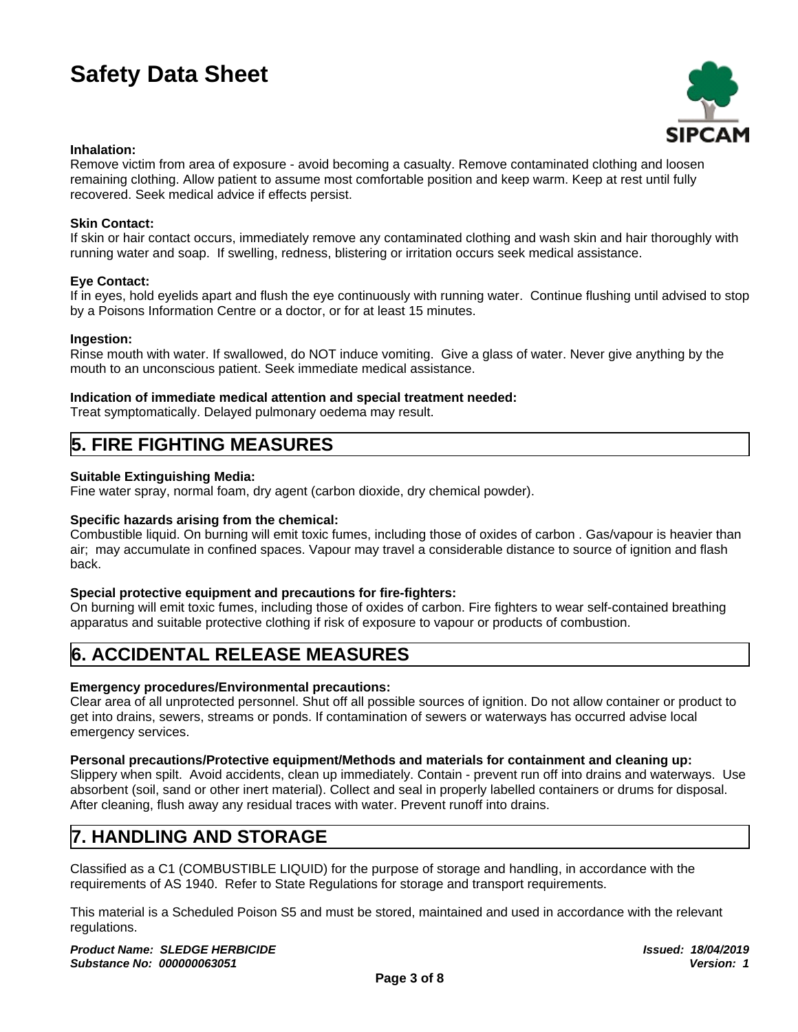**Inhalation:**
Remove victim from area of exposure - avoid becoming a casualty. Remove contaminated clothing and loosen remaining clothing. Allow patient to assume most comfortable position and keep warm. Keep at rest until fully recovered. Seek medical advice if effects persist.

**Skin Contact:**
If skin or hair contact occurs, immediately remove any contaminated clothing and wash skin and hair thoroughly with running water and soap. If swelling, redness, blistering or irritation occurs seek medical assistance.

**Eye Contact:**
If in eyes, hold eyelids apart and flush the eye continuously with running water. Continue flushing until advised to stop by a Poisons Information Centre or a doctor, or for at least 15 minutes.

**Ingestion:**
Rinse mouth with water. If swallowed, do NOT induce vomiting. Give a glass of water. Never give anything by the mouth to an unconscious patient. Seek immediate medical assistance.

**Indication of immediate medical attention and special treatment needed:**
Treat symptomatically. Delayed pulmonary oedema may result.

## 5. FIRE FIGHTING MEASURES

**Suitable Extinguishing Media:**
Fine water spray, normal foam, dry agent (carbon dioxide, dry chemical powder).

**Specific hazards arising from the chemical:**
Combustible liquid. On burning will emit toxic fumes, including those of oxides of carbon . Gas/vapour is heavier than air; may accumulate in confined spaces. Vapour may travel a considerable distance to source of ignition and flash back.

**Special protective equipment and precautions for fire-fighters:**
On burning will emit toxic fumes, including those of oxides of carbon. Fire fighters to wear self-contained breathing apparatus and suitable protective clothing if risk of exposure to vapour or products of combustion.

## 6. ACCIDENTAL RELEASE MEASURES

**Emergency procedures/Environmental precautions:**
Clear area of all unprotected personnel. Shut off all possible sources of ignition. Do not allow container or product to get into drains, sewers, streams or ponds. If contamination of sewers or waterways has occurred advise local emergency services.

**Personal precautions/Protective equipment/Methods and materials for containment and cleaning up:**
Slippery when spilt. Avoid accidents, clean up immediately. Contain - prevent run off into drains and waterways. Use absorbent (soil, sand or other inert material). Collect and seal in properly labelled containers or drums for disposal. After cleaning, flush away any residual traces with water. Prevent runoff into drains.

## 7. HANDLING AND STORAGE

Classified as a C1 (COMBUSTIBLE LIQUID) for the purpose of storage and handling, in accordance with the requirements of AS 1940. Refer to State Regulations for storage and transport requirements.

This material is a Scheduled Poison S5 and must be stored, maintained and used in accordance with the relevant regulations.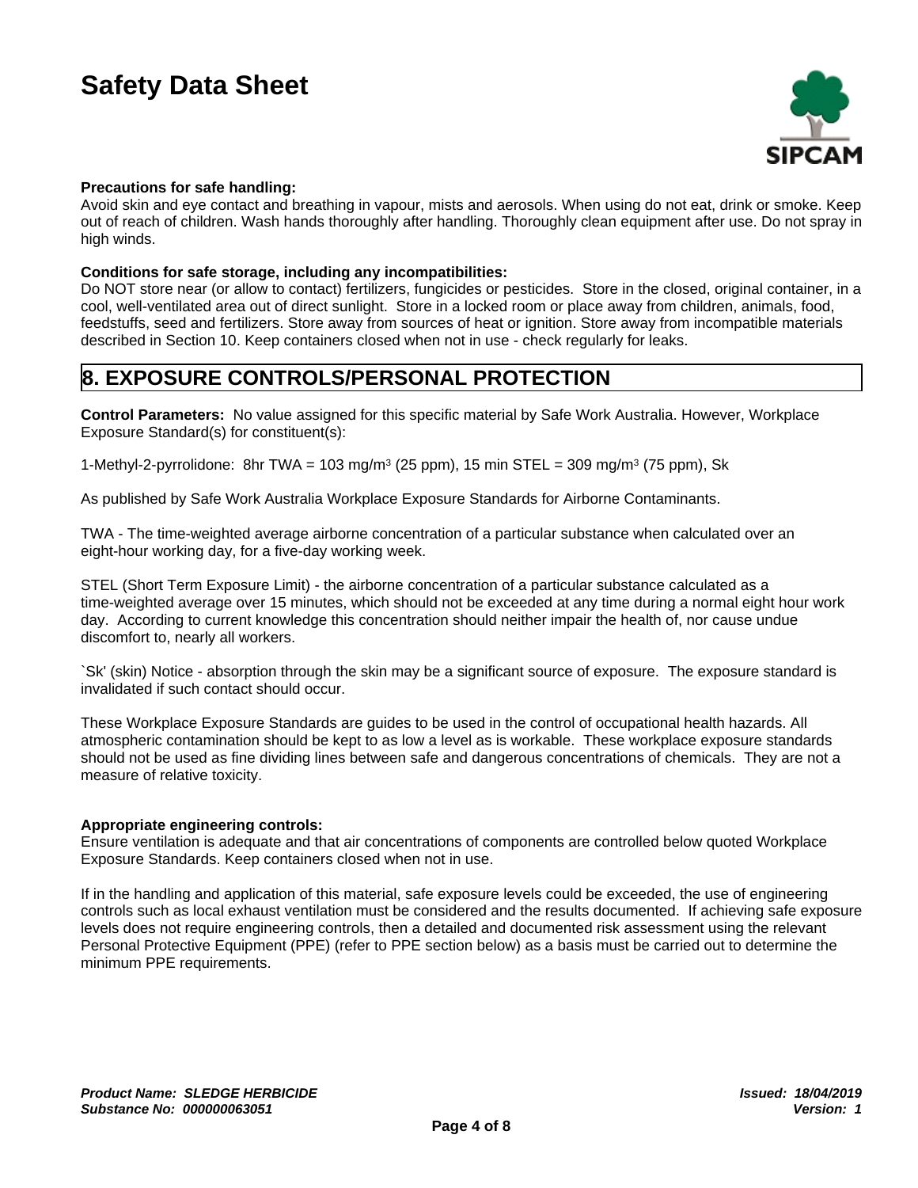**Precautions for safe handling:**
Avoid skin and eye contact and breathing in vapour, mists and aerosols. When using do not eat, drink or smoke. Keep out of reach of children. Wash hands thoroughly after handling. Thoroughly clean equipment after use. Do not spray in high winds.

**Conditions for safe storage, including any incompatibilities:**
Do NOT store near (or allow to contact) fertilizers, fungicides or pesticides. Store in the closed, original container, in a cool, well-ventilated area out of direct sunlight. Store in a locked room or place away from children, animals, food, feedstuffs, seed and fertilizers. Store away from sources of heat or ignition. Store away from incompatible materials described in Section 10. Keep containers closed when not in use - check regularly for leaks.

## 8. EXPOSURE CONTROLS/PERSONAL PROTECTION

**Control Parameters:** No value assigned for this specific material by Safe Work Australia. However, Workplace Exposure Standard(s) for constituent(s):

1-Methyl-2-pyrrolidone: 8hr TWA = 103 mg/m$^3$ (25 ppm), 15 min STEL = 309 mg/m$^3$ (75 ppm), Sk

As published by Safe Work Australia Workplace Exposure Standards for Airborne Contaminants.

TWA - The time-weighted average airborne concentration of a particular substance when calculated over an eight-hour working day, for a five-day working week.

STEL (Short Term Exposure Limit) - the airborne concentration of a particular substance calculated as a time-weighted average over 15 minutes, which should not be exceeded at any time during a normal eight hour work day. According to current knowledge this concentration should neither impair the health of, nor cause undue discomfort to, nearly all workers.

`Sk' (skin) Notice - absorption through the skin may be a significant source of exposure. The exposure standard is invalidated if such contact should occur.

These Workplace Exposure Standards are guides to be used in the control of occupational health hazards. All atmospheric contamination should be kept to as low a level as is workable. These workplace exposure standards should not be used as fine dividing lines between safe and dangerous concentrations of chemicals. They are not a measure of relative toxicity.

**Appropriate engineering controls:**
Ensure ventilation is adequate and that air concentrations of components are controlled below quoted Workplace Exposure Standards. Keep containers closed when not in use.

If in the handling and application of this material, safe exposure levels could be exceeded, the use of engineering controls such as local exhaust ventilation must be considered and the results documented. If achieving safe exposure levels does not require engineering controls, then a detailed and documented risk assessment using the relevant Personal Protective Equipment (PPE) (refer to PPE section below) as a basis must be carried out to determine the minimum PPE requirements.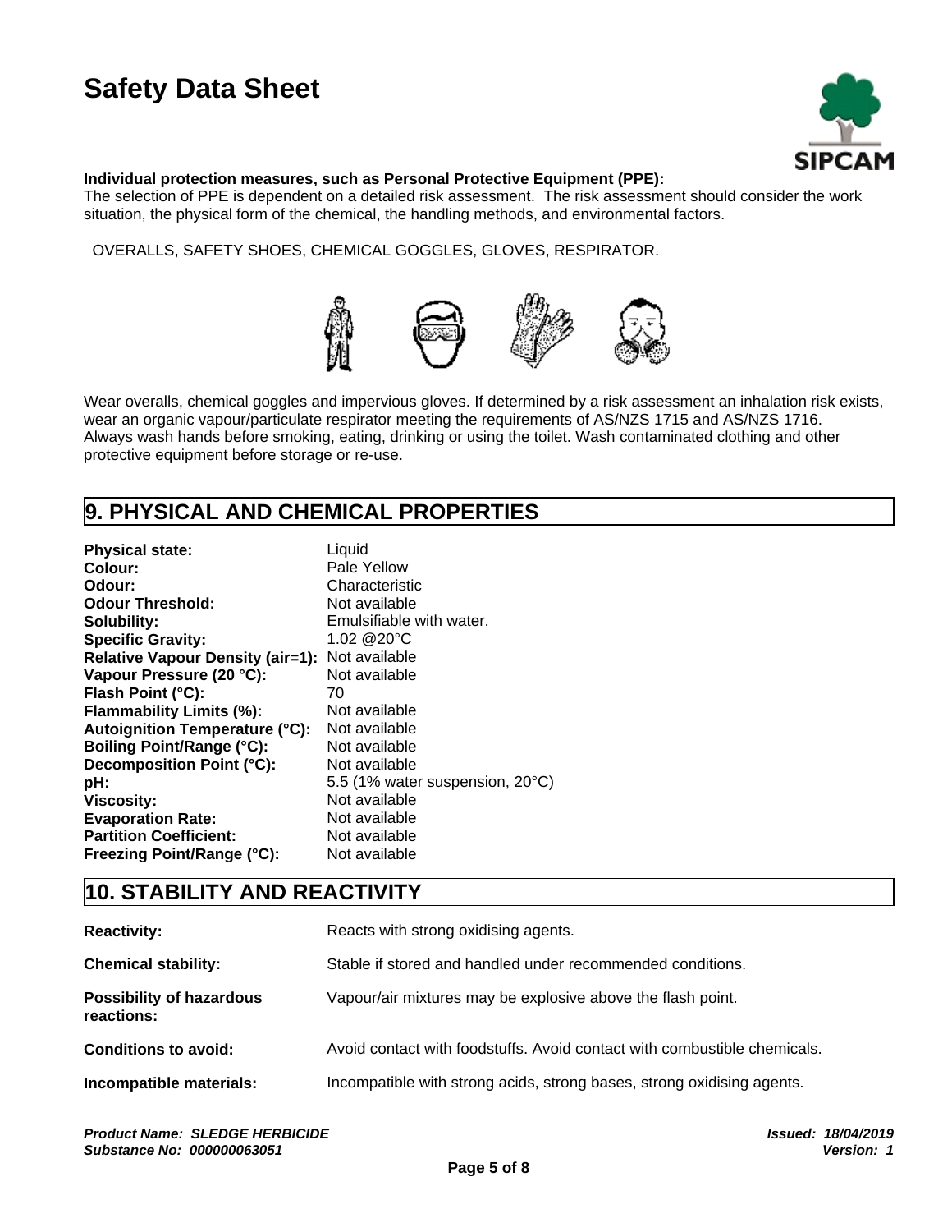**Individual protection measures, such as Personal Protective Equipment (PPE):**
The selection of PPE is dependent on a detailed risk assessment. The risk assessment should consider the work situation, the physical form of the chemical, the handling methods, and environmental factors.

OVERALLS, SAFETY SHOES, CHEMICAL GOGGLES, GLOVES, RESPIRATOR.

Wear overalls, chemical goggles and impervious gloves. If determined by a risk assessment an inhalation risk exists, wear an organic vapour/particulate respirator meeting the requirements of AS/NZS 1715 and AS/NZS 1716. Always wash hands before smoking, eating, drinking or using the toilet. Wash contaminated clothing and other protective equipment before storage or re-use.

## 9. PHYSICAL AND CHEMICAL PROPERTIES

| | |
|---|---|
| **Physical state:** | Liquid |
| **Colour:** | Pale Yellow |
| **Odour:** | Characteristic |
| **Odour Threshold:** | Not available |
| **Solubility:** | Emulsifiable with water. |
| **Specific Gravity:** | 1.02 @20°C |
| **Relative Vapour Density (air=1):** | Not available |
| **Vapour Pressure (20 °C):** | Not available |
| **Flash Point (°C):** | 70 |
| **Flammability Limits (%):** | Not available |
| **Autoignition Temperature (°C):** | Not available |
| **Boiling Point/Range (°C):** | Not available |
| **Decomposition Point (°C):** | Not available |
| **pH:** | 5.5 (1% water suspension, 20°C) |
| **Viscosity:** | Not available |
| **Evaporation Rate:** | Not available |
| **Partition Coefficient:** | Not available |
| **Freezing Point/Range (°C):** | Not available |

## 10. STABILITY AND REACTIVITY

| | |
|---|---|
| **Reactivity:** | Reacts with strong oxidising agents. |
| **Chemical stability:** | Stable if stored and handled under recommended conditions. |
| **Possibility of hazardous reactions:** | Vapour/air mixtures may be explosive above the flash point. |
| **Conditions to avoid:** | Avoid contact with foodstuffs. Avoid contact with combustible chemicals. |
| **Incompatible materials:** | Incompatible with strong acids, strong bases, strong oxidising agents. |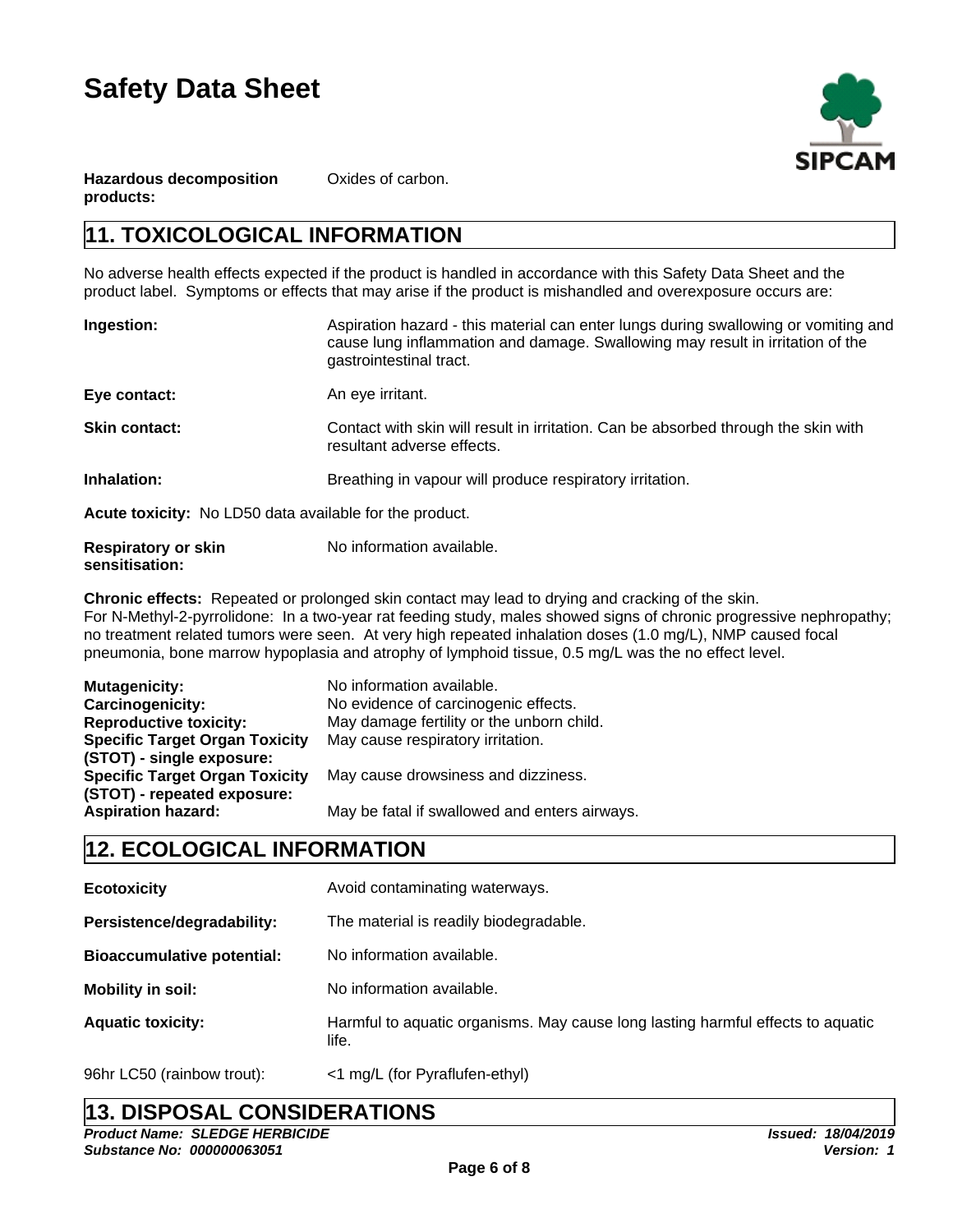**Hazardous decomposition products:** Oxides of carbon.

## 11. TOXICOLOGICAL INFORMATION

No adverse health effects expected if the product is handled in accordance with this Safety Data Sheet and the product label. Symptoms or effects that may arise if the product is mishandled and overexposure occurs are:

**Ingestion:** Aspiration hazard - this material can enter lungs during swallowing or vomiting and cause lung inflammation and damage. Swallowing may result in irritation of the gastrointestinal tract.

**Eye contact:** An eye irritant.

**Skin contact:** Contact with skin will result in irritation. Can be absorbed through the skin with resultant adverse effects.

**Inhalation:** Breathing in vapour will produce respiratory irritation.

**Acute toxicity:** No LD50 data available for the product.

**Respiratory or skin sensitisation:** No information available.

**Chronic effects:** Repeated or prolonged skin contact may lead to drying and cracking of the skin.
For N-Methyl-2-pyrrolidone: In a two-year rat feeding study, males showed signs of chronic progressive nephropathy; no treatment related tumors were seen. At very high repeated inhalation doses (1.0 mg/L), NMP caused focal pneumonia, bone marrow hypoplasia and atrophy of lymphoid tissue, 0.5 mg/L was the no effect level.

**Mutagenicity:** No information available.
**Carcinogenicity:** No evidence of carcinogenic effects.
**Reproductive toxicity:** May damage fertility or the unborn child.
**Specific Target Organ Toxicity (STOT) - single exposure:** May cause respiratory irritation.
**Specific Target Organ Toxicity (STOT) - repeated exposure:** May cause drowsiness and dizziness.
**Aspiration hazard:** May be fatal if swallowed and enters airways.

## 12. ECOLOGICAL INFORMATION

**Ecotoxicity** Avoid contaminating waterways.

**Persistence/degradability:** The material is readily biodegradable.

**Bioaccumulative potential:** No information available.

**Mobility in soil:** No information available.

**Aquatic toxicity:** Harmful to aquatic organisms. May cause long lasting harmful effects to aquatic life.

96hr LC50 (rainbow trout): <1 mg/L (for Pyraflufen-ethyl)

## 13. DISPOSAL CONSIDERATIONS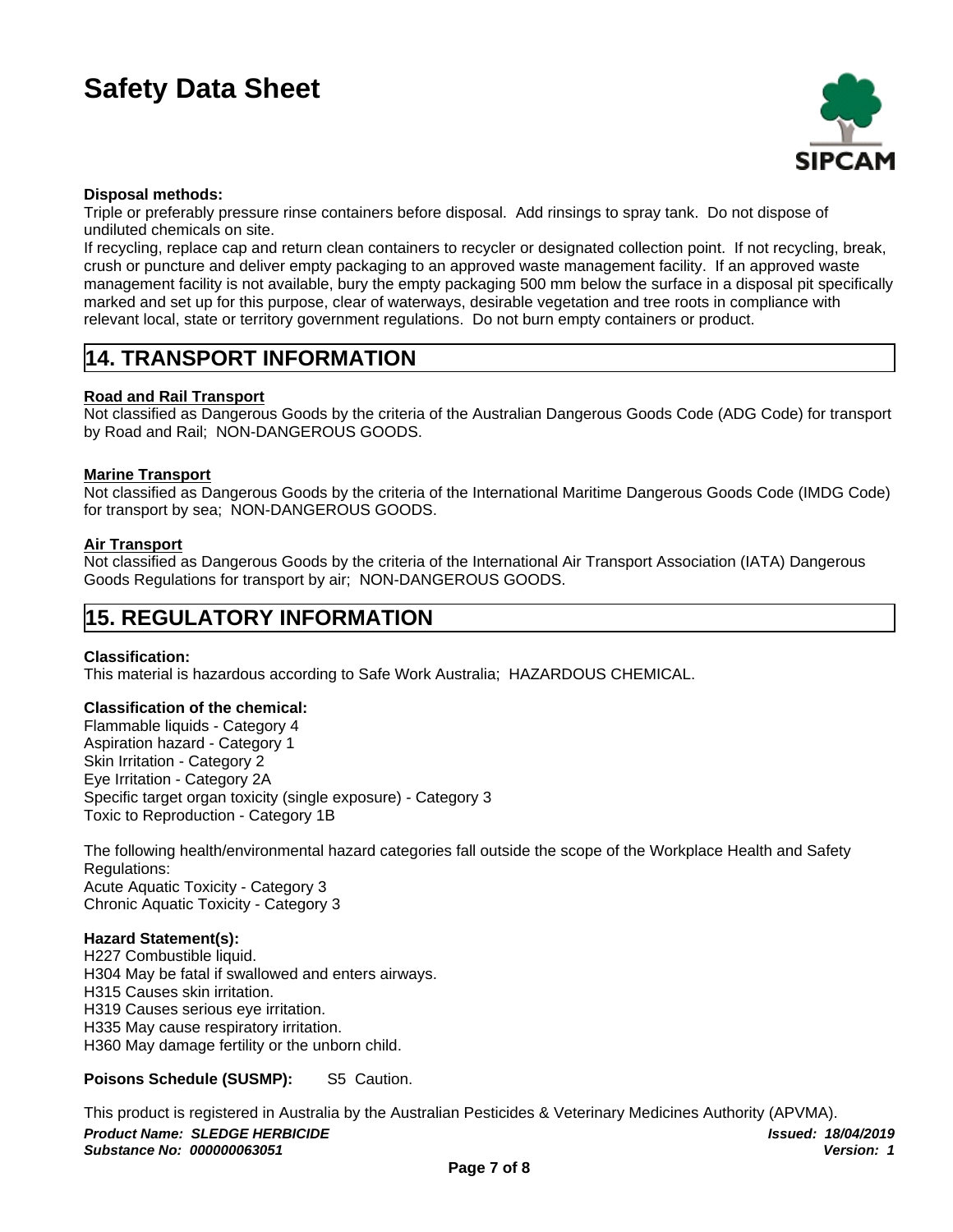**Disposal methods:**

Triple or preferably pressure rinse containers before disposal. Add rinsings to spray tank. Do not dispose of undiluted chemicals on site.

If recycling, replace cap and return clean containers to recycler or designated collection point. If not recycling, break, crush or puncture and deliver empty packaging to an approved waste management facility. If an approved waste management facility is not available, bury the empty packaging 500 mm below the surface in a disposal pit specifically marked and set up for this purpose, clear of waterways, desirable vegetation and tree roots in compliance with relevant local, state or territory government regulations. Do not burn empty containers or product.

## 14. TRANSPORT INFORMATION

**Road and Rail Transport**

Not classified as Dangerous Goods by the criteria of the Australian Dangerous Goods Code (ADG Code) for transport by Road and Rail; NON-DANGEROUS GOODS.

**Marine Transport**

Not classified as Dangerous Goods by the criteria of the International Maritime Dangerous Goods Code (IMDG Code) for transport by sea; NON-DANGEROUS GOODS.

**Air Transport**

Not classified as Dangerous Goods by the criteria of the International Air Transport Association (IATA) Dangerous Goods Regulations for transport by air; NON-DANGEROUS GOODS.

## 15. REGULATORY INFORMATION

**Classification:**

This material is hazardous according to Safe Work Australia; HAZARDOUS CHEMICAL.

**Classification of the chemical:**

Flammable liquids - Category 4
Aspiration hazard - Category 1
Skin Irritation - Category 2
Eye Irritation - Category 2A
Specific target organ toxicity (single exposure) - Category 3
Toxic to Reproduction - Category 1B

The following health/environmental hazard categories fall outside the scope of the Workplace Health and Safety Regulations:
Acute Aquatic Toxicity - Category 3
Chronic Aquatic Toxicity - Category 3

**Hazard Statement(s):**

H227 Combustible liquid.
H304 May be fatal if swallowed and enters airways.
H315 Causes skin irritation.
H319 Causes serious eye irritation.
H335 May cause respiratory irritation.
H360 May damage fertility or the unborn child.

**Poisons Schedule (SUSMP):** S5 Caution.

This product is registered in Australia by the Australian Pesticides & Veterinary Medicines Authority (APVMA).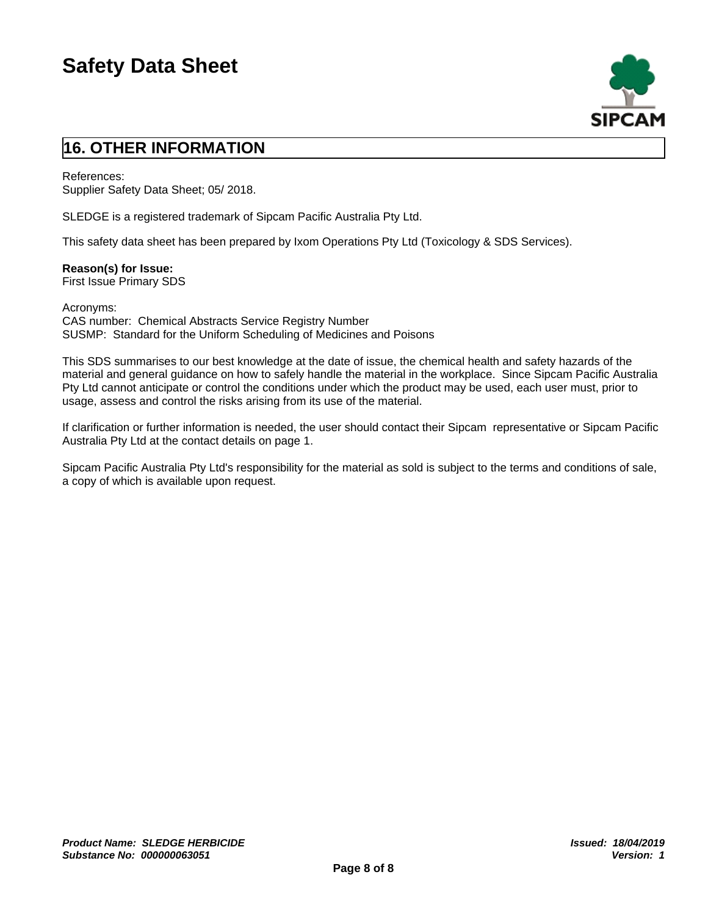## 16. OTHER INFORMATION

References:
Supplier Safety Data Sheet; 05/ 2018.

SLEDGE is a registered trademark of Sipcam Pacific Australia Pty Ltd.

This safety data sheet has been prepared by Ixom Operations Pty Ltd (Toxicology & SDS Services).

**Reason(s) for Issue:**
First Issue Primary SDS

Acronyms:
CAS number: Chemical Abstracts Service Registry Number
SUSMP: Standard for the Uniform Scheduling of Medicines and Poisons

This SDS summarises to our best knowledge at the date of issue, the chemical health and safety hazards of the material and general guidance on how to safely handle the material in the workplace. Since Sipcam Pacific Australia Pty Ltd cannot anticipate or control the conditions under which the product may be used, each user must, prior to usage, assess and control the risks arising from its use of the material.

If clarification or further information is needed, the user should contact their Sipcam representative or Sipcam Pacific Australia Pty Ltd at the contact details on page 1.

Sipcam Pacific Australia Pty Ltd's responsibility for the material as sold is subject to the terms and conditions of sale, a copy of which is available upon request.